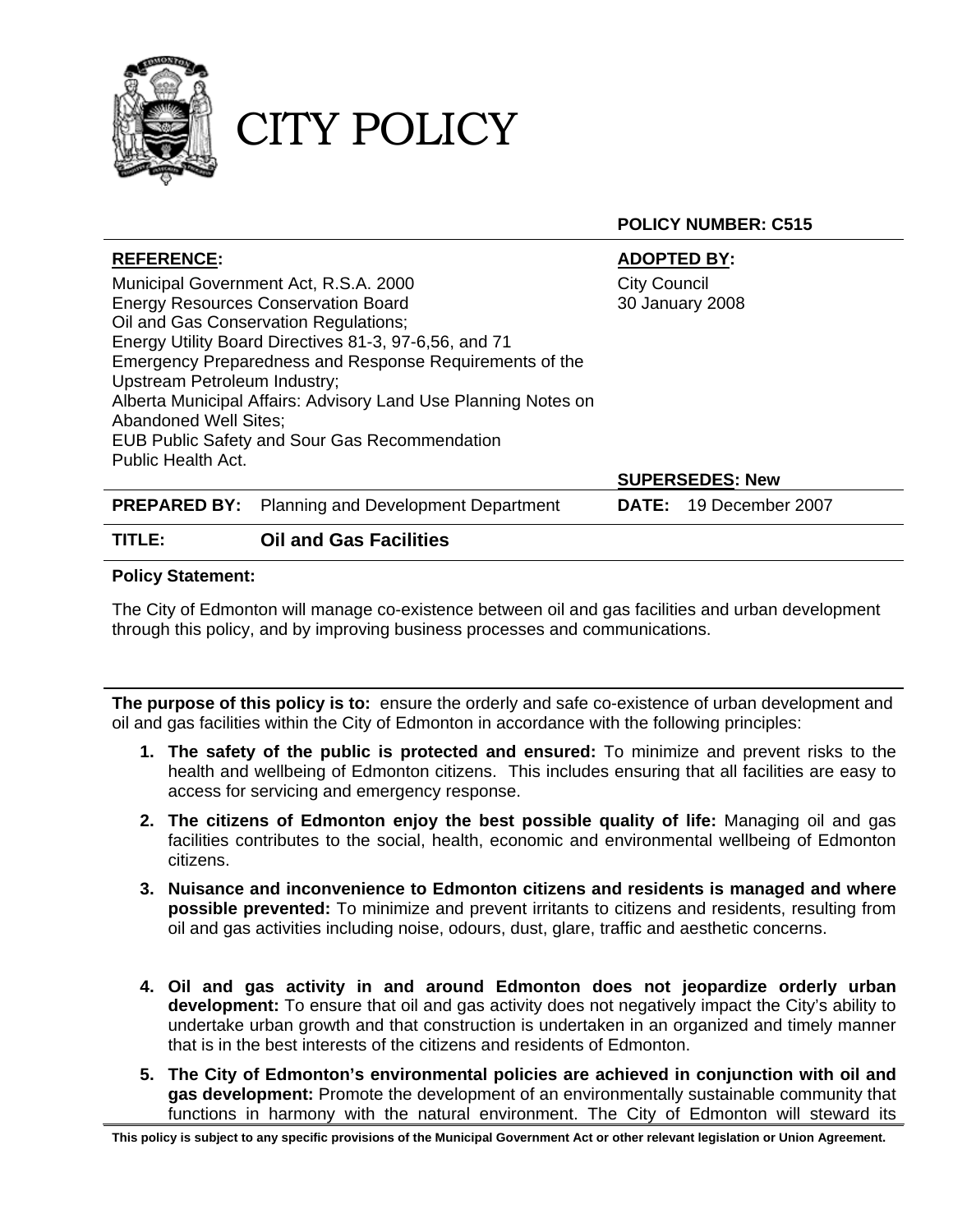# CITY POLICY

**POLICY NUMBER: C515**

| **REFERENCE:** | **ADOPTED BY:** |
|---|---|
| Municipal Government Act, R.S.A. 2000<br>Energy Resources Conservation Board<br>Oil and Gas Conservation Regulations;<br>Energy Utility Board Directives 81-3, 97-6,56, and 71<br>Emergency Preparedness and Response Requirements of the Upstream Petroleum Industry;<br>Alberta Municipal Affairs: Advisory Land Use Planning Notes on Abandoned Well Sites;<br>EUB Public Safety and Sour Gas Recommendation<br>Public Health Act. | City Council<br>30 January 2008<br><br>**SUPERSEDES:** New |
| **PREPARED BY:** Planning and Development Department | **DATE:** 19 December 2007 |

**TITLE:** **Oil and Gas Facilities**

**Policy Statement:**

The City of Edmonton will manage co-existence between oil and gas facilities and urban development through this policy, and by improving business processes and communications.

---

**The purpose of this policy is to:** ensure the orderly and safe co-existence of urban development and oil and gas facilities within the City of Edmonton in accordance with the following principles:

1. **The safety of the public is protected and ensured:** To minimize and prevent risks to the health and wellbeing of Edmonton citizens. This includes ensuring that all facilities are easy to access for servicing and emergency response.

2. **The citizens of Edmonton enjoy the best possible quality of life:** Managing oil and gas facilities contributes to the social, health, economic and environmental wellbeing of Edmonton citizens.

3. **Nuisance and inconvenience to Edmonton citizens and residents is managed and where possible prevented:** To minimize and prevent irritants to citizens and residents, resulting from oil and gas activities including noise, odours, dust, glare, traffic and aesthetic concerns.

4. **Oil and gas activity in and around Edmonton does not jeopardize orderly urban development:** To ensure that oil and gas activity does not negatively impact the City's ability to undertake urban growth and that construction is undertaken in an organized and timely manner that is in the best interests of the citizens and residents of Edmonton.

5. **The City of Edmonton's environmental policies are achieved in conjunction with oil and gas development:** Promote the development of an environmentally sustainable community that functions in harmony with the natural environment. The City of Edmonton will steward its

**This policy is subject to any specific provisions of the Municipal Government Act or other relevant legislation or Union Agreement.**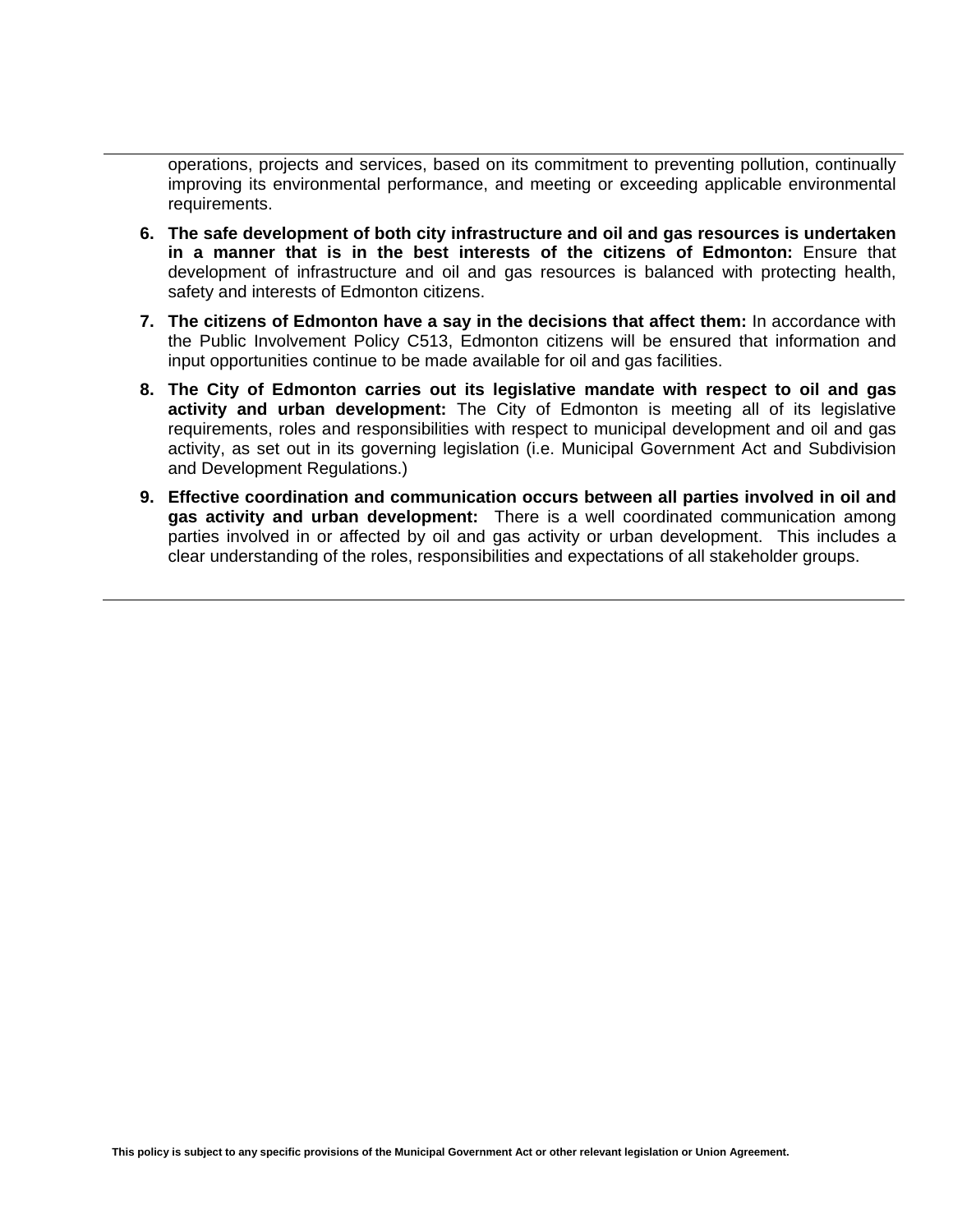operations, projects and services, based on its commitment to preventing pollution, continually improving its environmental performance, and meeting or exceeding applicable environmental requirements.

6. **The safe development of both city infrastructure and oil and gas resources is undertaken in a manner that is in the best interests of the citizens of Edmonton:** Ensure that development of infrastructure and oil and gas resources is balanced with protecting health, safety and interests of Edmonton citizens.

7. **The citizens of Edmonton have a say in the decisions that affect them:** In accordance with the Public Involvement Policy C513, Edmonton citizens will be ensured that information and input opportunities continue to be made available for oil and gas facilities.

8. **The City of Edmonton carries out its legislative mandate with respect to oil and gas activity and urban development:** The City of Edmonton is meeting all of its legislative requirements, roles and responsibilities with respect to municipal development and oil and gas activity, as set out in its governing legislation (i.e. Municipal Government Act and Subdivision and Development Regulations.)

9. **Effective coordination and communication occurs between all parties involved in oil and gas activity and urban development:** There is a well coordinated communication among parties involved in or affected by oil and gas activity or urban development. This includes a clear understanding of the roles, responsibilities and expectations of all stakeholder groups.

**This policy is subject to any specific provisions of the Municipal Government Act or other relevant legislation or Union Agreement.**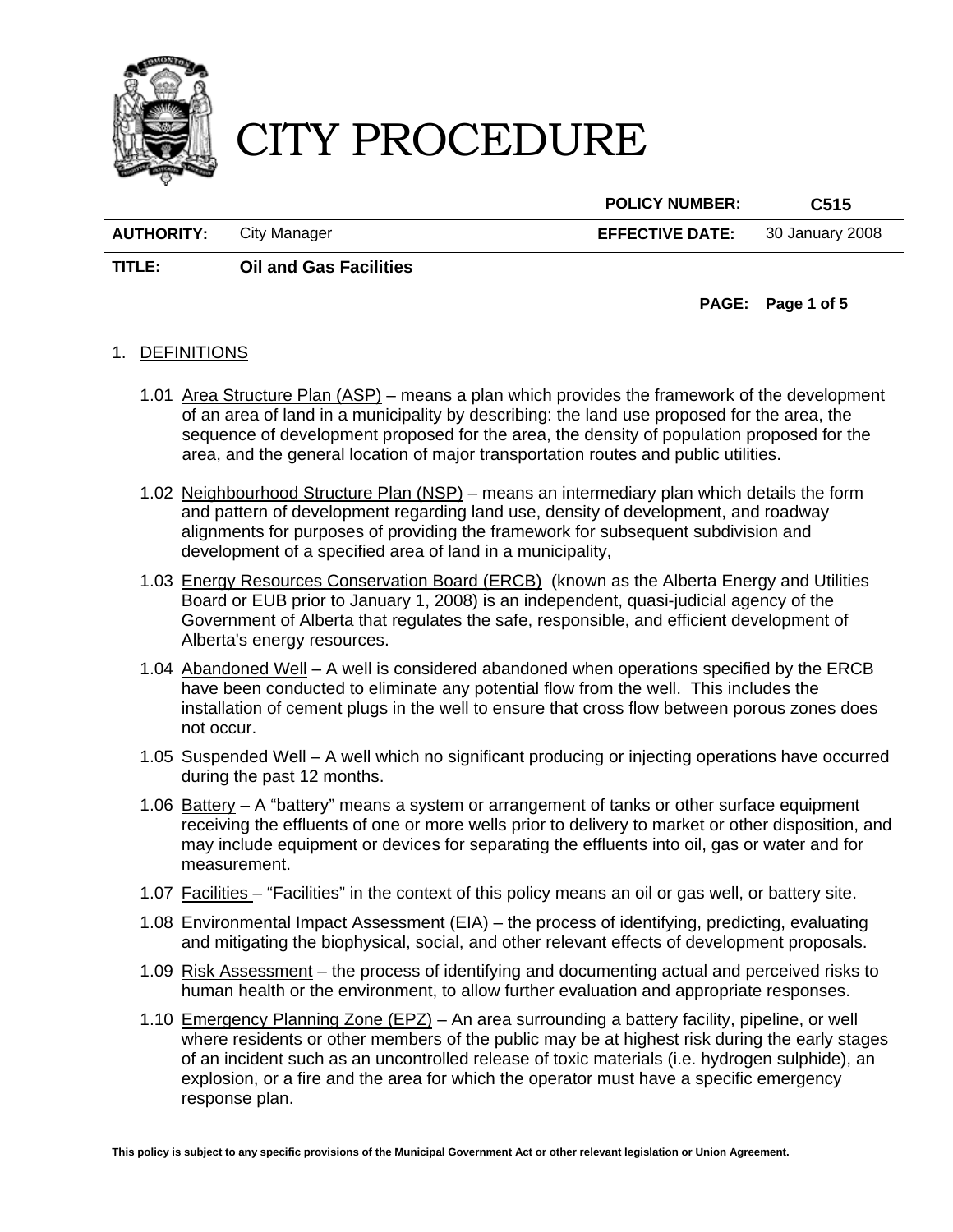# CITY PROCEDURE

| | | POLICY NUMBER: | C515 |
|---|---|---|---|
| **AUTHORITY:** | City Manager | **EFFECTIVE DATE:** | 30 January 2008 |
| **TITLE:** | **Oil and Gas Facilities** | | |

1. DEFINITIONS

1.01 Area Structure Plan (ASP) – means a plan which provides the framework of the development of an area of land in a municipality by describing: the land use proposed for the area, the sequence of development proposed for the area, the density of population proposed for the area, and the general location of major transportation routes and public utilities.

1.02 Neighbourhood Structure Plan (NSP) – means an intermediary plan which details the form and pattern of development regarding land use, density of development, and roadway alignments for purposes of providing the framework for subsequent subdivision and development of a specified area of land in a municipality,

1.03 Energy Resources Conservation Board (ERCB) (known as the Alberta Energy and Utilities Board or EUB prior to January 1, 2008) is an independent, quasi-judicial agency of the Government of Alberta that regulates the safe, responsible, and efficient development of Alberta's energy resources.

1.04 Abandoned Well – A well is considered abandoned when operations specified by the ERCB have been conducted to eliminate any potential flow from the well. This includes the installation of cement plugs in the well to ensure that cross flow between porous zones does not occur.

1.05 Suspended Well – A well which no significant producing or injecting operations have occurred during the past 12 months.

1.06 Battery – A "battery" means a system or arrangement of tanks or other surface equipment receiving the effluents of one or more wells prior to delivery to market or other disposition, and may include equipment or devices for separating the effluents into oil, gas or water and for measurement.

1.07 Facilities – "Facilities" in the context of this policy means an oil or gas well, or battery site.

1.08 Environmental Impact Assessment (EIA) – the process of identifying, predicting, evaluating and mitigating the biophysical, social, and other relevant effects of development proposals.

1.09 Risk Assessment – the process of identifying and documenting actual and perceived risks to human health or the environment, to allow further evaluation and appropriate responses.

1.10 Emergency Planning Zone (EPZ) – An area surrounding a battery facility, pipeline, or well where residents or other members of the public may be at highest risk during the early stages of an incident such as an uncontrolled release of toxic materials (i.e. hydrogen sulphide), an explosion, or a fire and the area for which the operator must have a specific emergency response plan.

**This policy is subject to any specific provisions of the Municipal Government Act or other relevant legislation or Union Agreement.**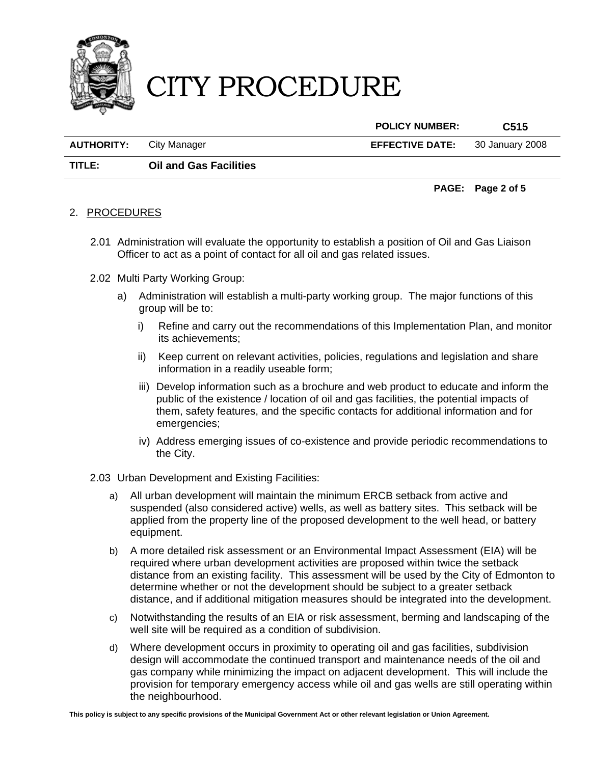## 2. PROCEDURES

2.01 Administration will evaluate the opportunity to establish a position of Oil and Gas Liaison Officer to act as a point of contact for all oil and gas related issues.

2.02 Multi Party Working Group:

a) Administration will establish a multi-party working group. The major functions of this group will be to:

   i) Refine and carry out the recommendations of this Implementation Plan, and monitor its achievements;

   ii) Keep current on relevant activities, policies, regulations and legislation and share information in a readily useable form;

   iii) Develop information such as a brochure and web product to educate and inform the public of the existence / location of oil and gas facilities, the potential impacts of them, safety features, and the specific contacts for additional information and for emergencies;

   iv) Address emerging issues of co-existence and provide periodic recommendations to the City.

2.03 Urban Development and Existing Facilities:

a) All urban development will maintain the minimum ERCB setback from active and suspended (also considered active) wells, as well as battery sites. This setback will be applied from the property line of the proposed development to the well head, or battery equipment.

b) A more detailed risk assessment or an Environmental Impact Assessment (EIA) will be required where urban development activities are proposed within twice the setback distance from an existing facility. This assessment will be used by the City of Edmonton to determine whether or not the development should be subject to a greater setback distance, and if additional mitigation measures should be integrated into the development.

c) Notwithstanding the results of an EIA or risk assessment, berming and landscaping of the well site will be required as a condition of subdivision.

d) Where development occurs in proximity to operating oil and gas facilities, subdivision design will accommodate the continued transport and maintenance needs of the oil and gas company while minimizing the impact on adjacent development. This will include the provision for temporary emergency access while oil and gas wells are still operating within the neighbourhood.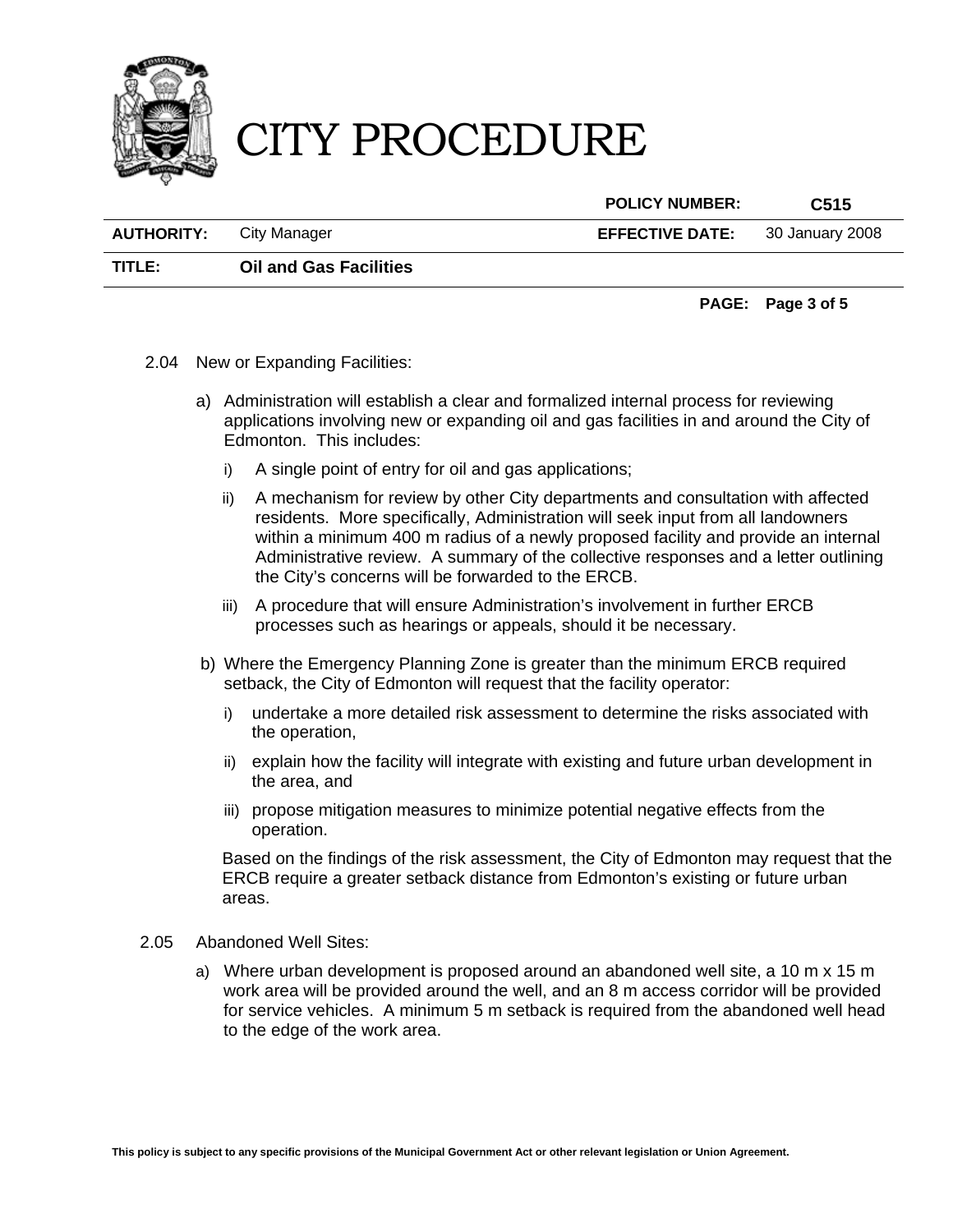2.04 New or Expanding Facilities:

a) Administration will establish a clear and formalized internal process for reviewing applications involving new or expanding oil and gas facilities in and around the City of Edmonton. This includes:

   i) A single point of entry for oil and gas applications;

   ii) A mechanism for review by other City departments and consultation with affected residents. More specifically, Administration will seek input from all landowners within a minimum 400 m radius of a newly proposed facility and provide an internal Administrative review. A summary of the collective responses and a letter outlining the City's concerns will be forwarded to the ERCB.

   iii) A procedure that will ensure Administration's involvement in further ERCB processes such as hearings or appeals, should it be necessary.

b) Where the Emergency Planning Zone is greater than the minimum ERCB required setback, the City of Edmonton will request that the facility operator:

   i) undertake a more detailed risk assessment to determine the risks associated with the operation,

   ii) explain how the facility will integrate with existing and future urban development in the area, and

   iii) propose mitigation measures to minimize potential negative effects from the operation.

   Based on the findings of the risk assessment, the City of Edmonton may request that the ERCB require a greater setback distance from Edmonton's existing or future urban areas.

2.05 Abandoned Well Sites:

a) Where urban development is proposed around an abandoned well site, a 10 m x 15 m work area will be provided around the well, and an 8 m access corridor will be provided for service vehicles. A minimum 5 m setback is required from the abandoned well head to the edge of the work area.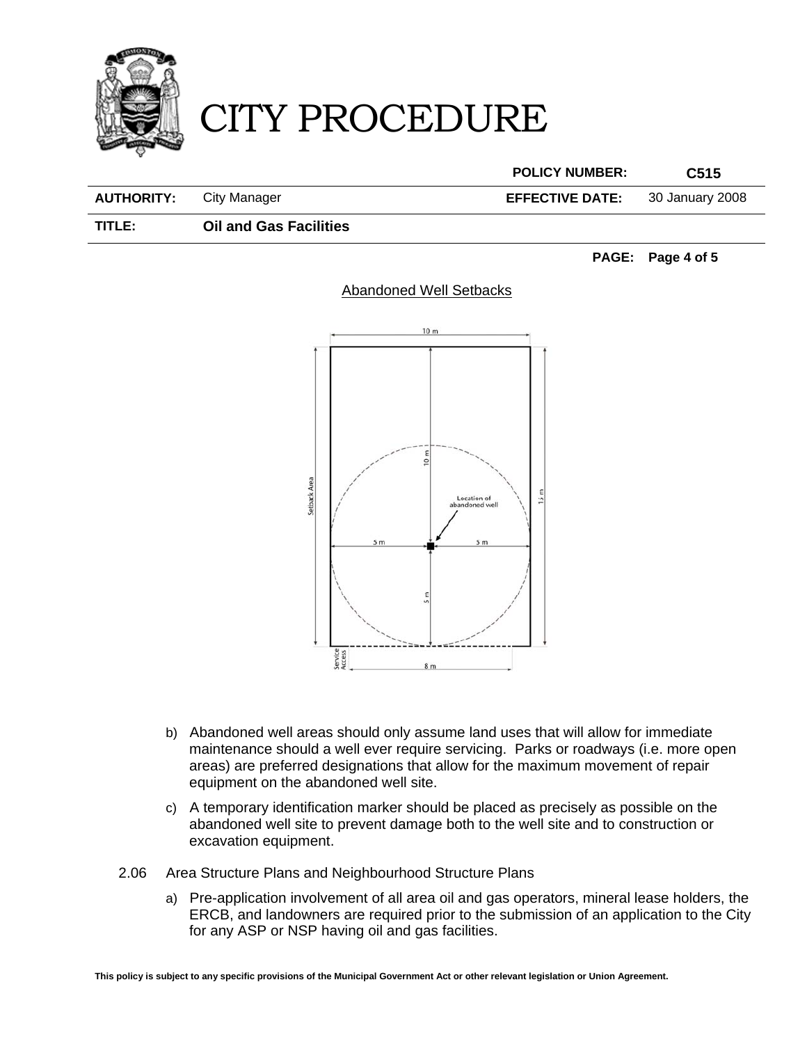Abandoned Well Setbacks

b) Abandoned well areas should only assume land uses that will allow for immediate maintenance should a well ever require servicing. Parks or roadways (i.e. more open areas) are preferred designations that allow for the maximum movement of repair equipment on the abandoned well site.

c) A temporary identification marker should be placed as precisely as possible on the abandoned well site to prevent damage both to the well site and to construction or excavation equipment.

2.06 Area Structure Plans and Neighbourhood Structure Plans

a) Pre-application involvement of all area oil and gas operators, mineral lease holders, the ERCB, and landowners are required prior to the submission of an application to the City for any ASP or NSP having oil and gas facilities.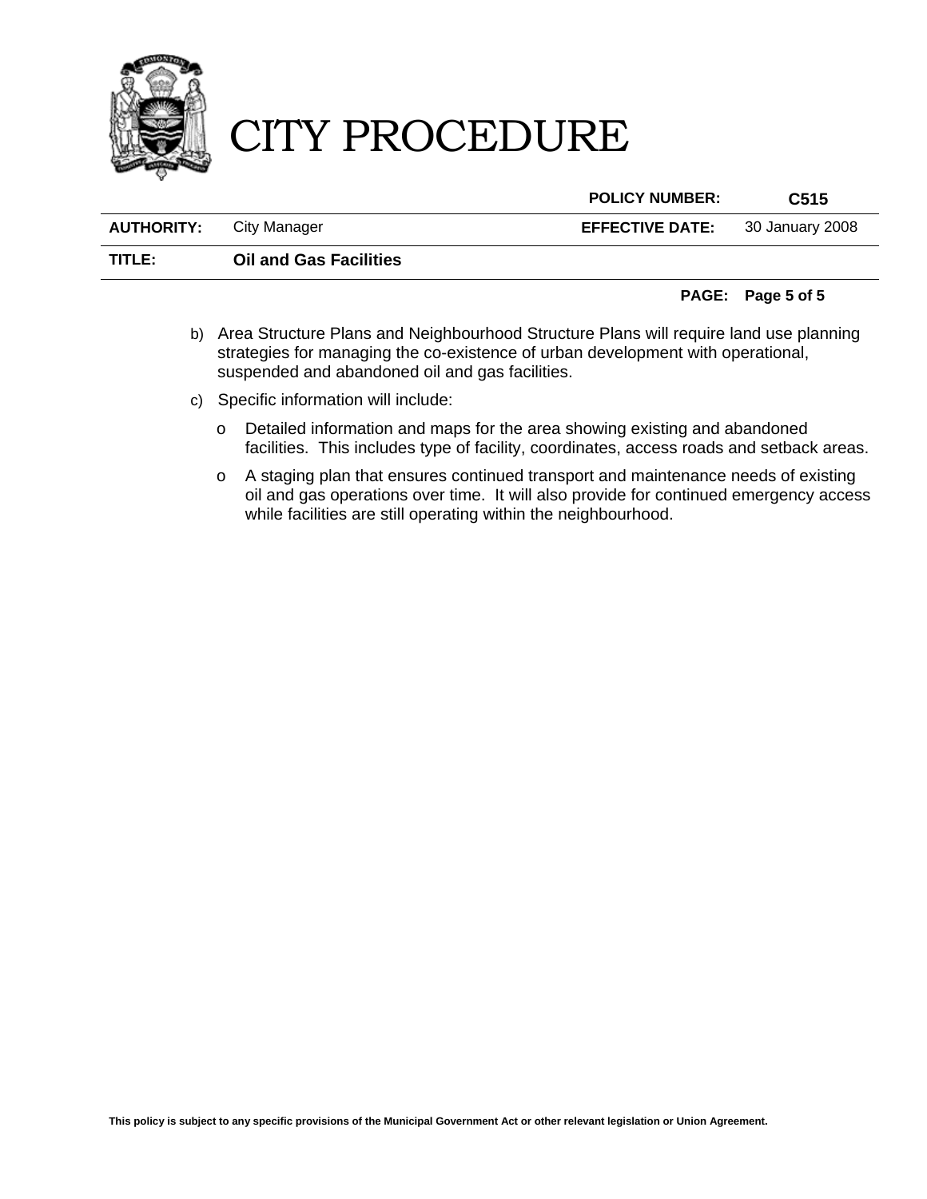b) Area Structure Plans and Neighbourhood Structure Plans will require land use planning strategies for managing the co-existence of urban development with operational, suspended and abandoned oil and gas facilities.

c) Specific information will include:

   - Detailed information and maps for the area showing existing and abandoned facilities. This includes type of facility, coordinates, access roads and setback areas.
   - A staging plan that ensures continued transport and maintenance needs of existing oil and gas operations over time. It will also provide for continued emergency access while facilities are still operating within the neighbourhood.